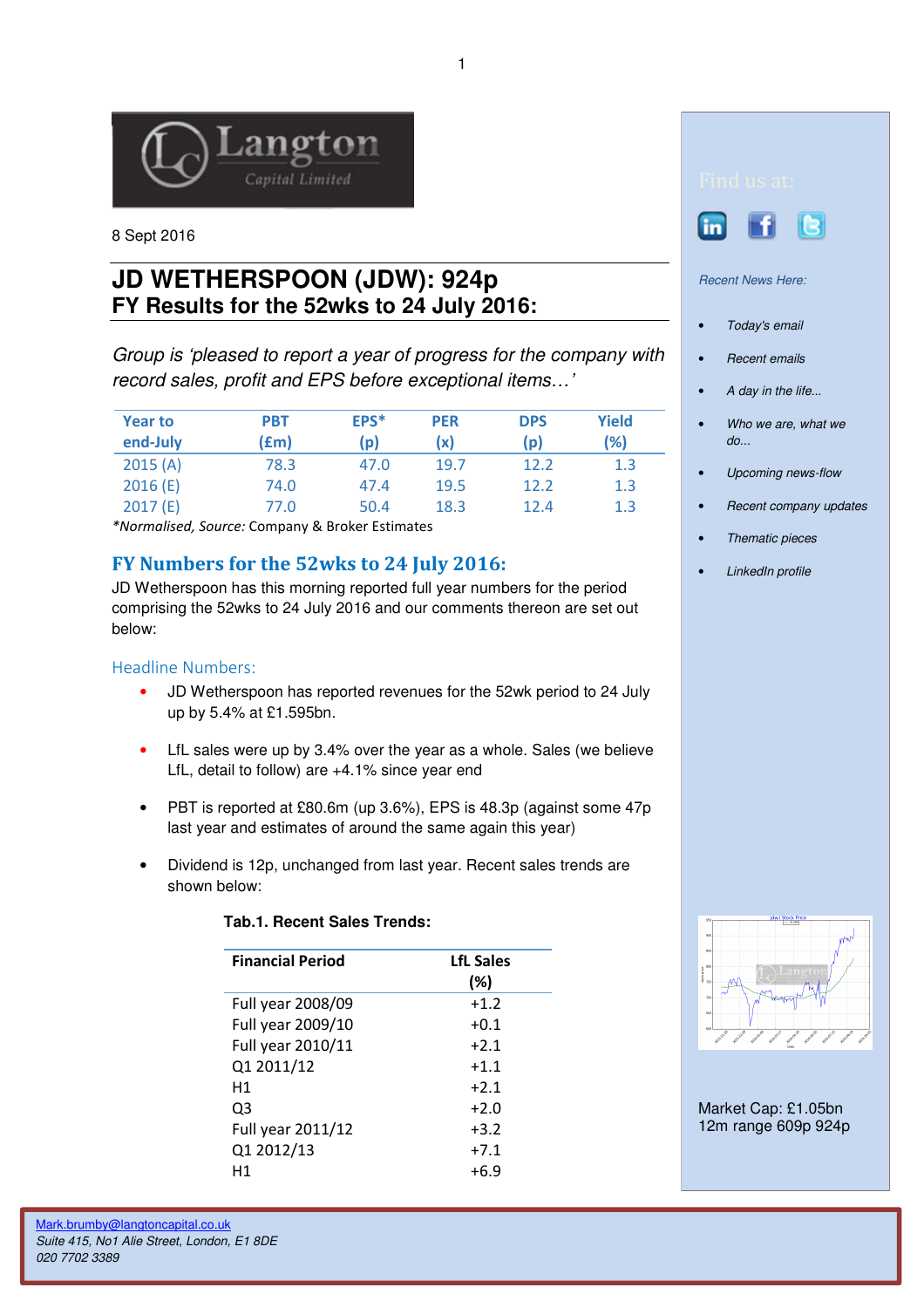8 Sept 2016

# JD WETHERSPOON (JDW): 924p

## FY Results for the 52wks to 24 July 2016:

*Group is 'pleased to report a year of progress for the company with record sales, profit and EPS before exceptional items…'*

| Year to end-July | PBT (£m) | EPS* (p) | PER (x) | DPS (p) | Yield (%) |
|---|---|---|---|---|---|
| 2015 (A) | 78.3 | 47.0 | 19.7 | 12.2 | 1.3 |
| 2016 (E) | 74.0 | 47.4 | 19.5 | 12.2 | 1.3 |
| 2017 (E) | 77.0 | 50.4 | 18.3 | 12.4 | 1.3 |

*\*Normalised, Source:* Company & Broker Estimates

## FY Numbers for the 52wks to 24 July 2016:

JD Wetherspoon has this morning reported full year numbers for the period comprising the 52wks to 24 July 2016 and our comments thereon are set out below:

### Headline Numbers:

- JD Wetherspoon has reported revenues for the 52wk period to 24 July up by 5.4% at £1.595bn.
- LfL sales were up by 3.4% over the year as a whole. Sales (we believe LfL, detail to follow) are +4.1% since year end
- PBT is reported at £80.6m (up 3.6%), EPS is 48.3p (against some 47p last year and estimates of around the same again this year)
- Dividend is 12p, unchanged from last year. Recent sales trends are shown below:

**Tab.1. Recent Sales Trends:**

| Financial Period | LfL Sales (%) |
|---|---|
| Full year 2008/09 | +1.2 |
| Full year 2009/10 | +0.1 |
| Full year 2010/11 | +2.1 |
| Q1 2011/12 | +1.1 |
| H1 | +2.1 |
| Q3 | +2.0 |
| Full year 2011/12 | +3.2 |
| Q1 2012/13 | +7.1 |
| H1 | +6.9 |

Find us at:

*Recent News Here:*

- *Today's email*
- *Recent emails*
- *A day in the life...*
- *Who we are, what we do...*
- *Upcoming news-flow*
- *Recent company updates*
- *Thematic pieces*
- *LinkedIn profile*

Market Cap: £1.05bn
12m range 609p 924p

Mark.brumby@langtoncapital.co.uk
*Suite 415, No1 Alie Street, London, E1 8DE*
*020 7702 3389*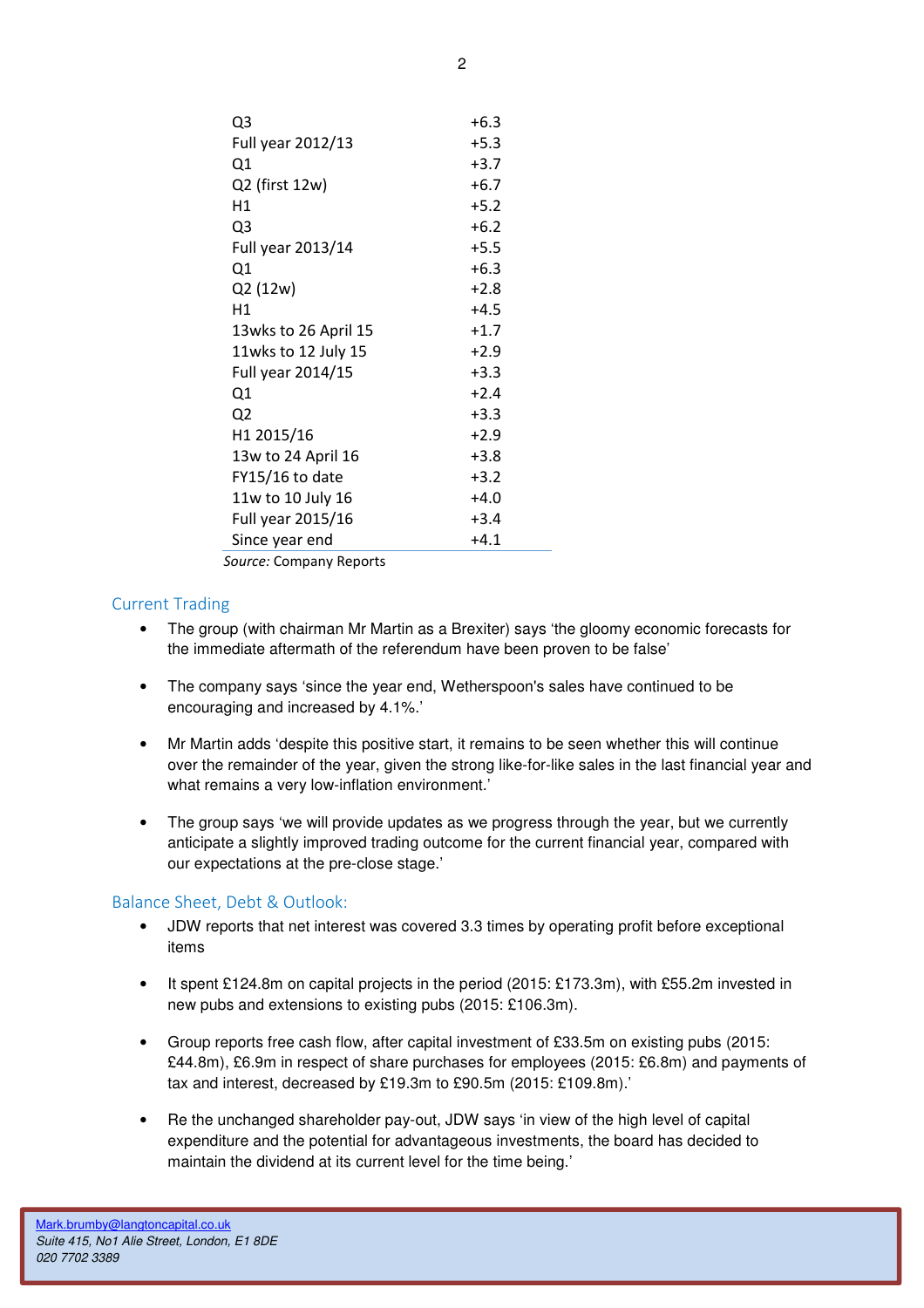| | |
|---|---|
| Q3 | +6.3 |
| Full year 2012/13 | +5.3 |
| Q1 | +3.7 |
| Q2 (first 12w) | +6.7 |
| H1 | +5.2 |
| Q3 | +6.2 |
| Full year 2013/14 | +5.5 |
| Q1 | +6.3 |
| Q2 (12w) | +2.8 |
| H1 | +4.5 |
| 13wks to 26 April 15 | +1.7 |
| 11wks to 12 July 15 | +2.9 |
| Full year 2014/15 | +3.3 |
| Q1 | +2.4 |
| Q2 | +3.3 |
| H1 2015/16 | +2.9 |
| 13w to 24 April 16 | +3.8 |
| FY15/16 to date | +3.2 |
| 11w to 10 July 16 | +4.0 |
| Full year 2015/16 | +3.4 |
| Since year end | +4.1 |

*Source:* Company Reports

## Current Trading

- The group (with chairman Mr Martin as a Brexiter) says 'the gloomy economic forecasts for the immediate aftermath of the referendum have been proven to be false'
- The company says 'since the year end, Wetherspoon's sales have continued to be encouraging and increased by 4.1%.'
- Mr Martin adds 'despite this positive start, it remains to be seen whether this will continue over the remainder of the year, given the strong like-for-like sales in the last financial year and what remains a very low-inflation environment.'
- The group says 'we will provide updates as we progress through the year, but we currently anticipate a slightly improved trading outcome for the current financial year, compared with our expectations at the pre-close stage.'

## Balance Sheet, Debt & Outlook:

- JDW reports that net interest was covered 3.3 times by operating profit before exceptional items
- It spent £124.8m on capital projects in the period (2015: £173.3m), with £55.2m invested in new pubs and extensions to existing pubs (2015: £106.3m).
- Group reports free cash flow, after capital investment of £33.5m on existing pubs (2015: £44.8m), £6.9m in respect of share purchases for employees (2015: £6.8m) and payments of tax and interest, decreased by £19.3m to £90.5m (2015: £109.8m).'
- Re the unchanged shareholder pay-out, JDW says 'in view of the high level of capital expenditure and the potential for advantageous investments, the board has decided to maintain the dividend at its current level for the time being.'

Mark.brumby@langtoncapital.co.uk
*Suite 415, No1 Alie Street, London, E1 8DE*
*020 7702 3389*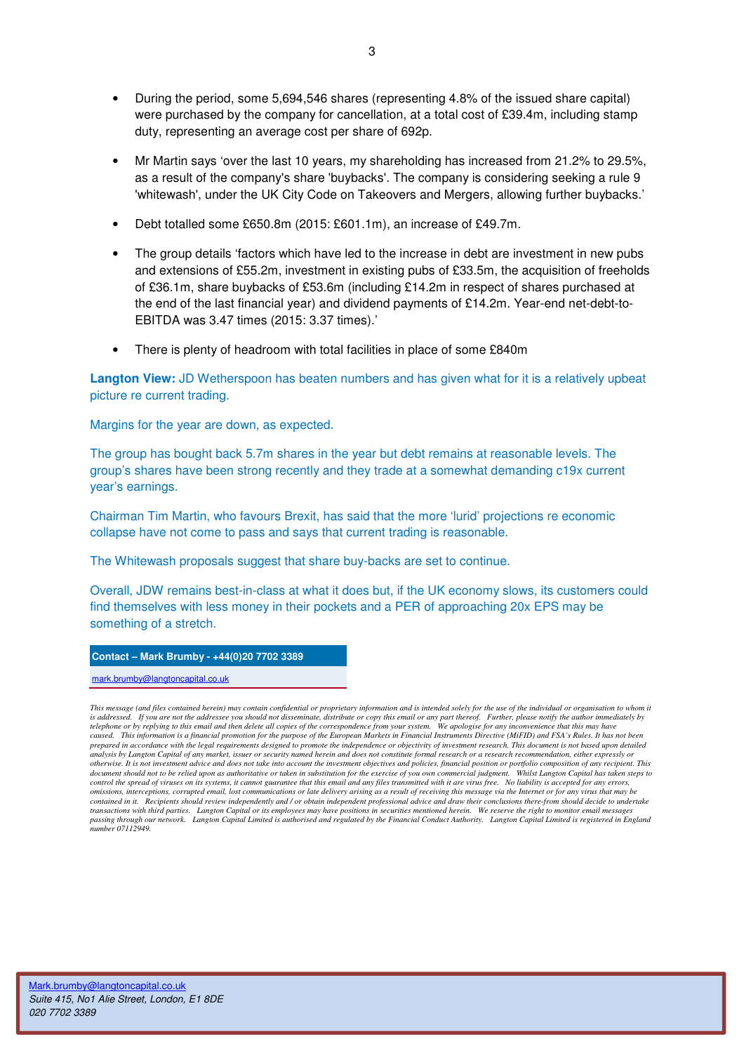- During the period, some 5,694,546 shares (representing 4.8% of the issued share capital) were purchased by the company for cancellation, at a total cost of £39.4m, including stamp duty, representing an average cost per share of 692p.

- Mr Martin says 'over the last 10 years, my shareholding has increased from 21.2% to 29.5%, as a result of the company's share 'buybacks'. The company is considering seeking a rule 9 'whitewash', under the UK City Code on Takeovers and Mergers, allowing further buybacks.'

- Debt totalled some £650.8m (2015: £601.1m), an increase of £49.7m.

- The group details 'factors which have led to the increase in debt are investment in new pubs and extensions of £55.2m, investment in existing pubs of £33.5m, the acquisition of freeholds of £36.1m, share buybacks of £53.6m (including £14.2m in respect of shares purchased at the end of the last financial year) and dividend payments of £14.2m. Year-end net-debt-to-EBITDA was 3.47 times (2015: 3.37 times).'

- There is plenty of headroom with total facilities in place of some £840m

**Langton View:** JD Wetherspoon has beaten numbers and has given what for it is a relatively upbeat picture re current trading.

Margins for the year are down, as expected.

The group has bought back 5.7m shares in the year but debt remains at reasonable levels. The group's shares have been strong recently and they trade at a somewhat demanding c19x current year's earnings.

Chairman Tim Martin, who favours Brexit, has said that the more 'lurid' projections re economic collapse have not come to pass and says that current trading is reasonable.

The Whitewash proposals suggest that share buy-backs are set to continue.

Overall, JDW remains best-in-class at what it does but, if the UK economy slows, its customers could find themselves with less money in their pockets and a PER of approaching 20x EPS may be something of a stretch.

**Contact – Mark Brumby - +44(0)20 7702 3389**

mark.brumby@langtoncapital.co.uk

*This message (and files contained herein) may contain confidential or proprietary information and is intended solely for the use of the individual or organisation to whom it is addressed. If you are not the addressee you should not disseminate, distribute or copy this email or any part thereof. Further, please notify the author immediately by telephone or by replying to this email and then delete all copies of the correspondence from your system. We apologise for any inconvenience that this may have caused. This information is a financial promotion for the purpose of the European Markets in Financial Instruments Directive (MiFID) and FSA's Rules. It has not been prepared in accordance with the legal requirements designed to promote the independence or objectivity of investment research. This document is not based upon detailed analysis by Langton Capital of any market, issuer or security named herein and does not constitute formal research or a research recommendation, either expressly or otherwise. It is not investment advice and does not take into account the investment objectives and policies, financial position or portfolio composition of any recipient. This document should not to be relied upon as authoritative or taken in substitution for the exercise of you own commercial judgment. Whilst Langton Capital has taken steps to control the spread of viruses on its systems, it cannot guarantee that this email and any files transmitted with it are virus free. No liability is accepted for any errors, omissions, interceptions, corrupted email, lost communications or late delivery arising as a result of receiving this message via the Internet or for any virus that may be contained in it. Recipients should review independently and / or obtain independent professional advice and draw their conclusions there-from should decide to undertake transactions with third parties. Langton Capital or its employees may have positions in securities mentioned herein. We reserve the right to monitor email messages passing through our network. Langton Capital Limited is authorised and regulated by the Financial Conduct Authority. Langton Capital Limited is registered in England number 07112949.*

Mark.brumby@langtoncapital.co.uk
*Suite 415, No1 Alie Street, London, E1 8DE*
*020 7702 3389*